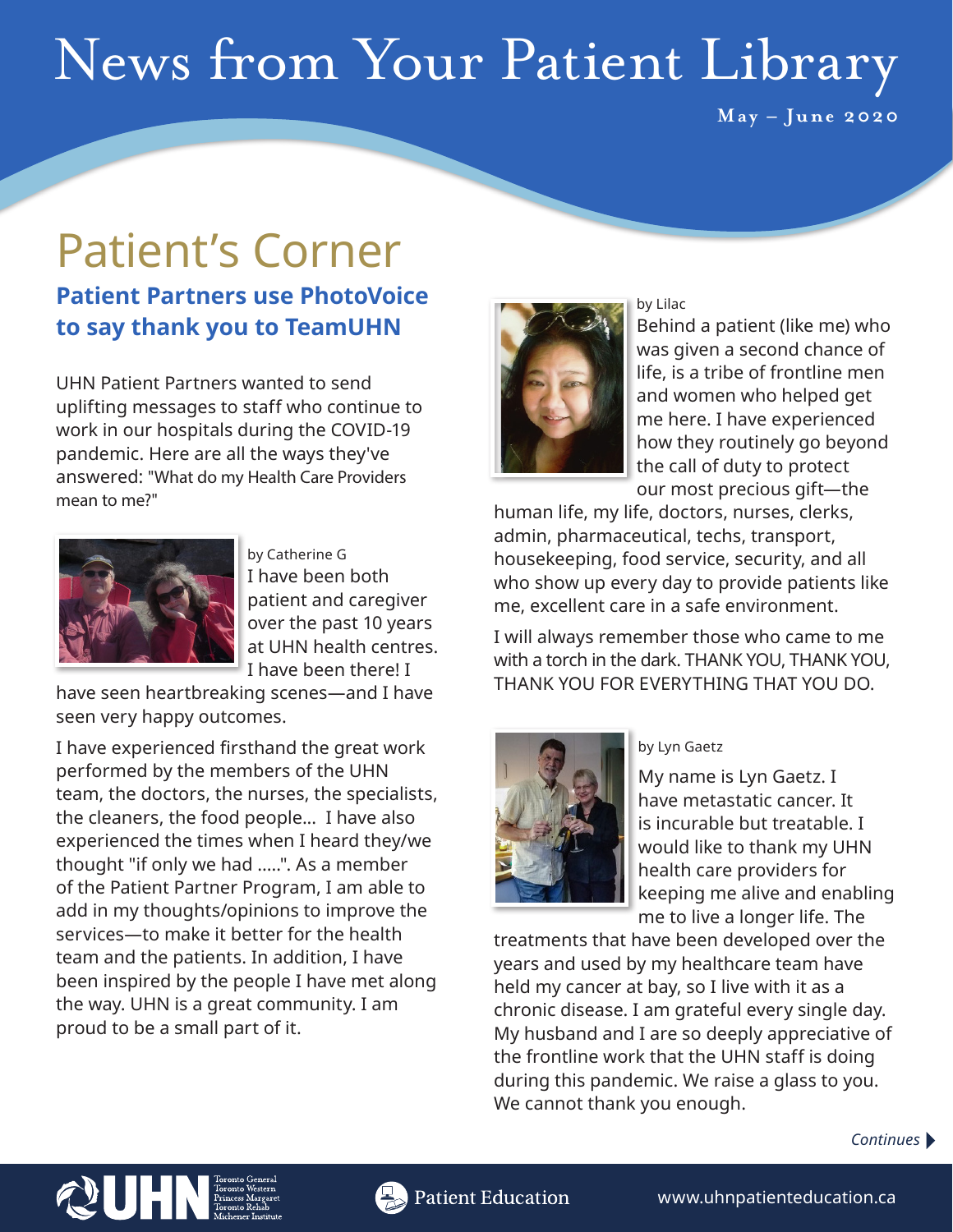# News from Your Patient Library

May – June 2020

## Patient's Corner

### Patient Partners use PhotoVoice to say thank you to TeamUHN

UHN Patient Partners wanted to send uplifting messages to staff who continue to work in our hospitals during the COVID-19 pandemic. Here are all the ways they've answered: "What do my Health Care Providers mean to me?"

by Catherine G

I have been both patient and caregiver over the past 10 years at UHN health centres. I have been there! I have seen heartbreaking scenes—and I have seen very happy outcomes.

I have experienced firsthand the great work performed by the members of the UHN team, the doctors, the nurses, the specialists, the cleaners, the food people... I have also experienced the times when I heard they/we thought "if only we had .....". As a member of the Patient Partner Program, I am able to add in my thoughts/opinions to improve the services—to make it better for the health team and the patients. In addition, I have been inspired by the people I have met along the way. UHN is a great community. I am proud to be a small part of it.

by Lilac

Behind a patient (like me) who was given a second chance of life, is a tribe of frontline men and women who helped get me here. I have experienced how they routinely go beyond the call of duty to protect our most precious gift—the human life, my life, doctors, nurses, clerks, admin, pharmaceutical, techs, transport, housekeeping, food service, security, and all who show up every day to provide patients like me, excellent care in a safe environment.

I will always remember those who came to me with a torch in the dark. THANK YOU, THANK YOU, THANK YOU FOR EVERYTHING THAT YOU DO.

by Lyn Gaetz

My name is Lyn Gaetz. I have metastatic cancer. It is incurable but treatable. I would like to thank my UHN health care providers for keeping me alive and enabling me to live a longer life. The treatments that have been developed over the years and used by my healthcare team have held my cancer at bay, so I live with it as a chronic disease. I am grateful every single day. My husband and I are so deeply appreciative of the frontline work that the UHN staff is doing during this pandemic. We raise a glass to you. We cannot thank you enough.

*Continues*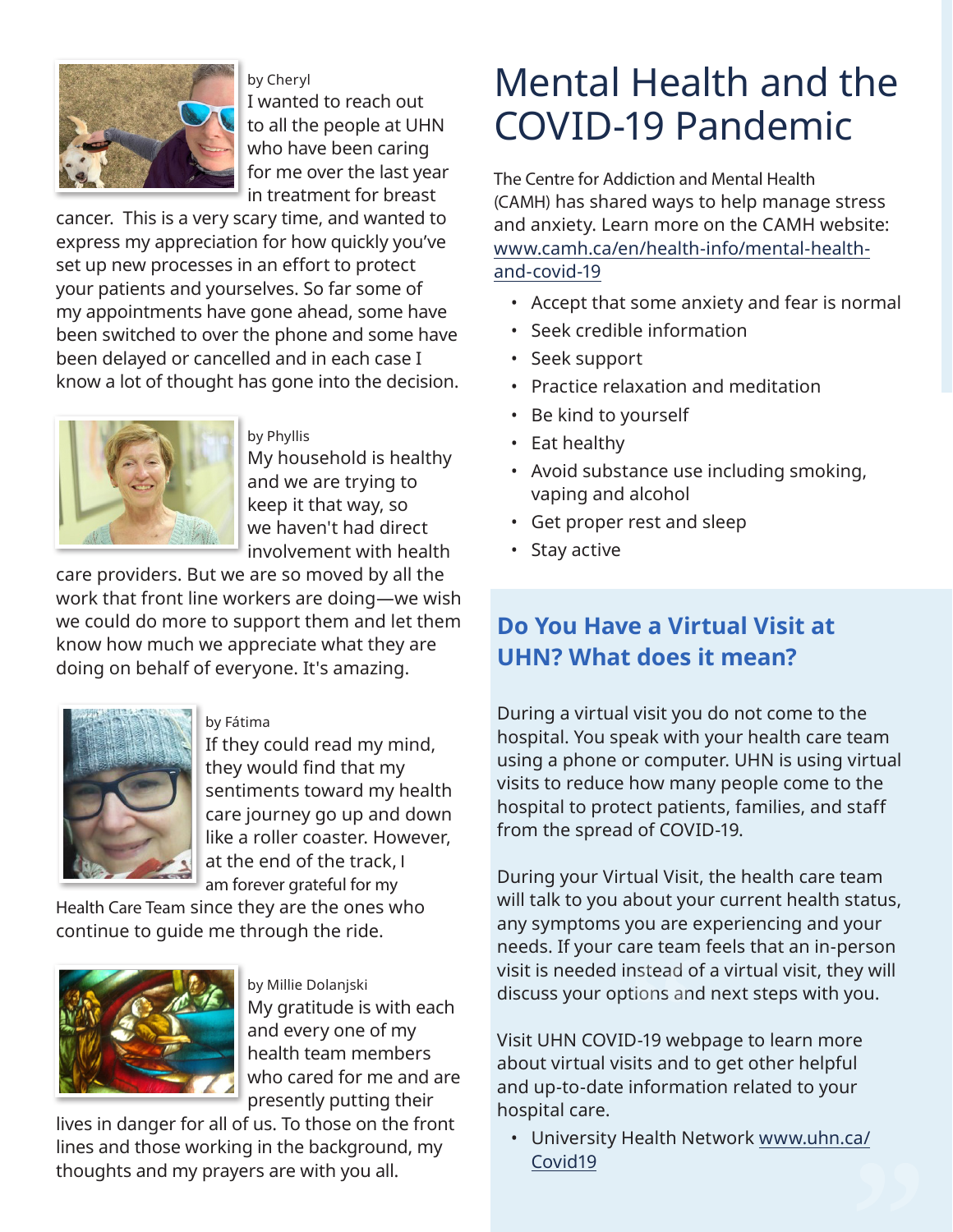by Cheryl

I wanted to reach out to all the people at UHN who have been caring for me over the last year in treatment for breast cancer. This is a very scary time, and wanted to express my appreciation for how quickly you've set up new processes in an effort to protect your patients and yourselves. So far some of my appointments have gone ahead, some have been switched to over the phone and some have been delayed or cancelled and in each case I know a lot of thought has gone into the decision.

by Phyllis

My household is healthy and we are trying to keep it that way, so we haven't had direct involvement with health care providers. But we are so moved by all the work that front line workers are doing—we wish we could do more to support them and let them know how much we appreciate what they are doing on behalf of everyone. It's amazing.

by Fátima

If they could read my mind, they would find that my sentiments toward my health care journey go up and down like a roller coaster. However, at the end of the track, I am forever grateful for my Health Care Team since they are the ones who continue to guide me through the ride.

by Millie Dolanjski

My gratitude is with each and every one of my health team members who cared for me and are presently putting their lives in danger for all of us. To those on the front lines and those working in the background, my thoughts and my prayers are with you all.

# Mental Health and the COVID-19 Pandemic

The Centre for Addiction and Mental Health (CAMH) has shared ways to help manage stress and anxiety. Learn more on the CAMH website: www.camh.ca/en/health-info/mental-health-and-covid-19

- Accept that some anxiety and fear is normal
- Seek credible information
- Seek support
- Practice relaxation and meditation
- Be kind to yourself
- Eat healthy
- Avoid substance use including smoking, vaping and alcohol
- Get proper rest and sleep
- Stay active

## Do You Have a Virtual Visit at UHN? What does it mean?

During a virtual visit you do not come to the hospital. You speak with your health care team using a phone or computer. UHN is using virtual visits to reduce how many people come to the hospital to protect patients, families, and staff from the spread of COVID-19.

During your Virtual Visit, the health care team will talk to you about your current health status, any symptoms you are experiencing and your needs. If your care team feels that an in-person visit is needed instead of a virtual visit, they will discuss your options and next steps with you.

Visit UHN COVID-19 webpage to learn more about virtual visits and to get other helpful and up-to-date information related to your hospital care.

- University Health Network www.uhn.ca/Covid19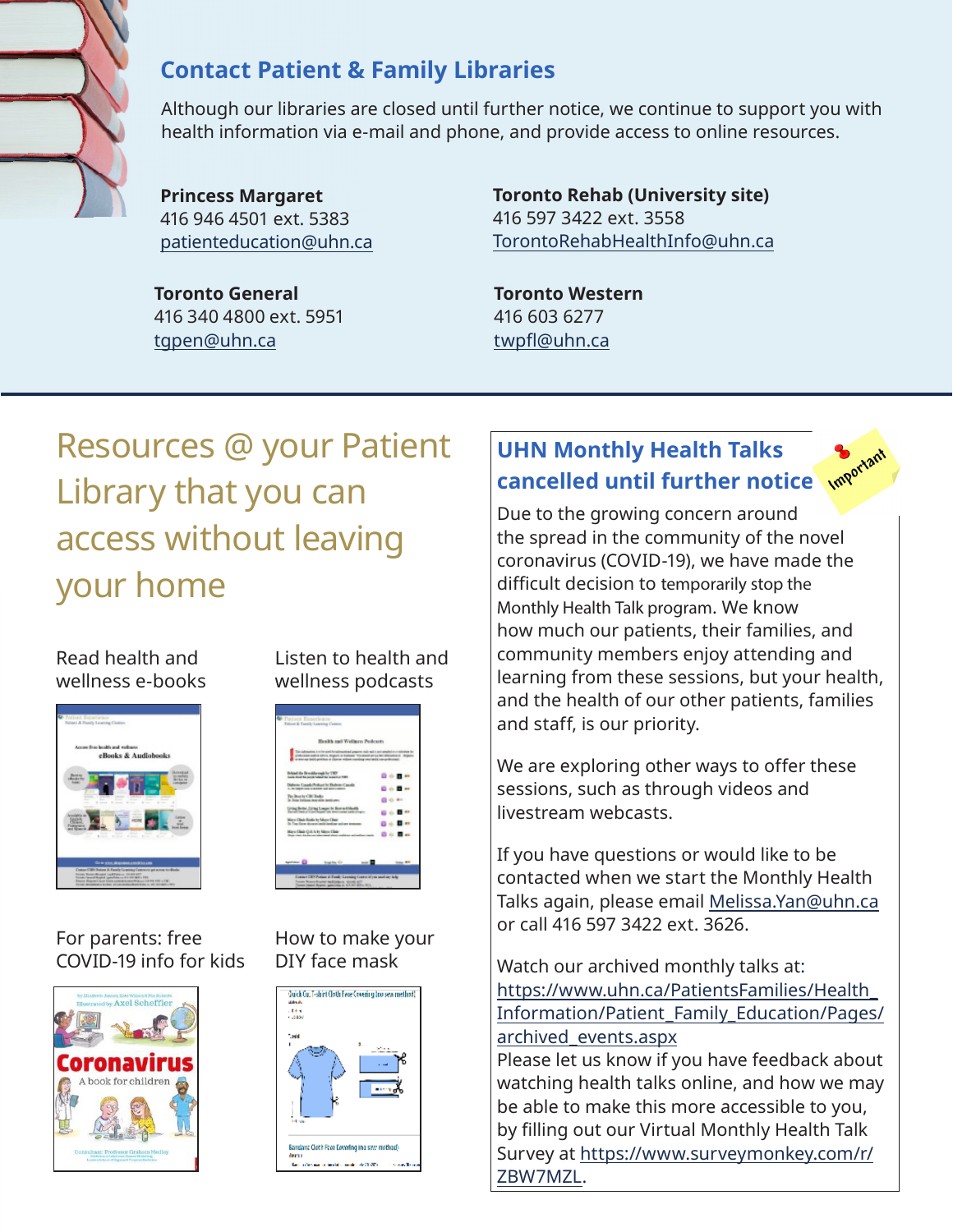## Contact Patient & Family Libraries

Although our libraries are closed until further notice, we continue to support you with health information via e-mail and phone, and provide access to online resources.

**Princess Margaret**
416 946 4501 ext. 5383
patienteducation@uhn.ca

**Toronto Rehab (University site)**
416 597 3422 ext. 3558
TorontoRehabHealthInfo@uhn.ca

**Toronto General**
416 340 4800 ext. 5951
tgpen@uhn.ca

**Toronto Western**
416 603 6277
twpfl@uhn.ca

## Resources @ your Patient Library that you can access without leaving your home

Read health and wellness e-books

Listen to health and wellness podcasts

For parents: free COVID-19 info for kids

How to make your DIY face mask

## UHN Monthly Health Talks cancelled until further notice

Due to the growing concern around the spread in the community of the novel coronavirus (COVID-19), we have made the difficult decision to temporarily stop the Monthly Health Talk program. We know how much our patients, their families, and community members enjoy attending and learning from these sessions, but your health, and the health of our other patients, families and staff, is our priority.

We are exploring other ways to offer these sessions, such as through videos and livestream webcasts.

If you have questions or would like to be contacted when we start the Monthly Health Talks again, please email Melissa.Yan@uhn.ca or call 416 597 3422 ext. 3626.

Watch our archived monthly talks at: https://www.uhn.ca/PatientsFamilies/Health_Information/Patient_Family_Education/Pages/archived_events.aspx
Please let us know if you have feedback about watching health talks online, and how we may be able to make this more accessible to you, by filling out our Virtual Monthly Health Talk Survey at https://www.surveymonkey.com/r/ZBW7MZL.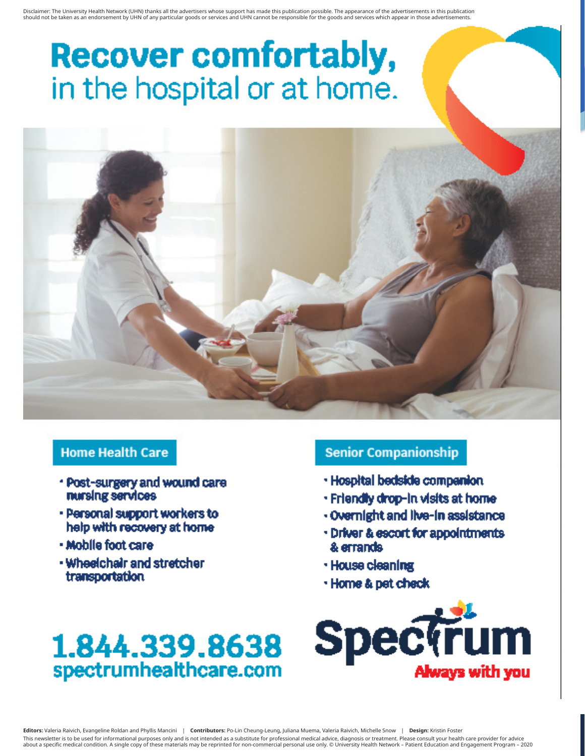Disclaimer: The University Health Network (UHN) thanks all the advertisers whose support has made this publication possible. The appearance of the advertisements in this publication should not be taken as an endorsement by UHN of any particular goods or services and UHN cannot be responsible for the goods and services which appear in those advertisements.

# Recover comfortably, in the hospital or at home.

## Home Health Care

- Post-surgery and wound care nursing services
- Personal support workers to help with recovery at home
- Mobile foot care
- Wheelchair and stretcher transportation

## Senior Companionship

- Hospital bedside companion
- Friendly drop-in visits at home
- Overnight and live-in assistance
- Driver & escort for appointments & errands
- House cleaning
- Home & pet check

**1.844.339.8638**
**spectrumhealthcare.com**

**Spectrum**
Always with you

**Editors:** Valeria Raivich, Evangeline Roldan and Phyllis Mancini | **Contributors:** Po-Lin Cheung-Leung, Juliana Muema, Valeria Raivich, Michelle Snow | **Design:** Kristin Foster

This newsletter is to be used for informational purposes only and is not intended as a substitute for professional medical advice, diagnosis or treatment. Please consult your health care provider for advice about a specific medical condition. A single copy of these materials may be reprinted for non-commercial personal use only. © University Health Network – Patient Education and Engagement Program – 2020